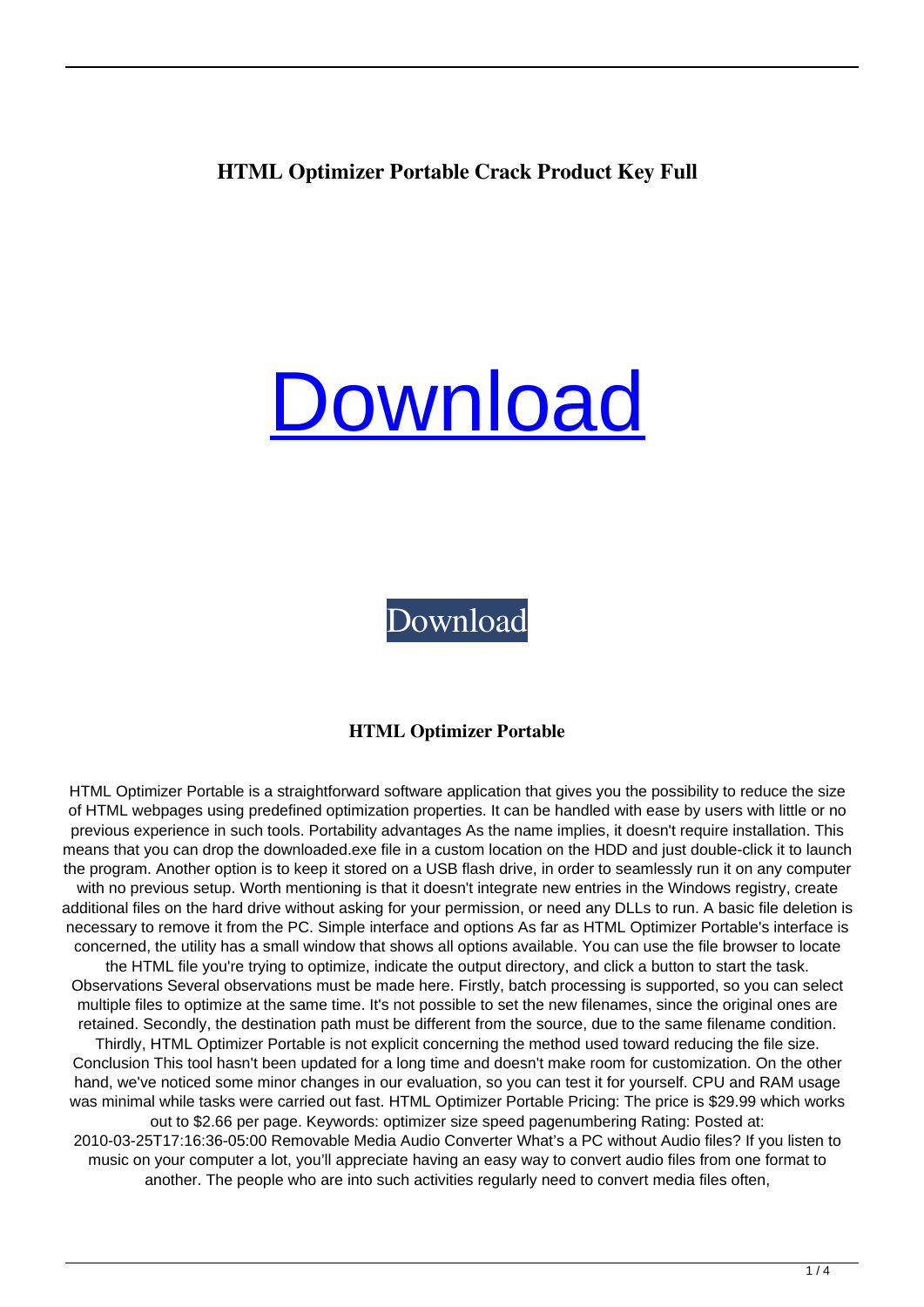# HTML Optimizer Portable Crack Product Key Full

Download

Download

## HTML Optimizer Portable

HTML Optimizer Portable is a straightforward software application that gives you the possibility to reduce the size of HTML webpages using predefined optimization properties. It can be handled with ease by users with little or no previous experience in such tools. Portability advantages As the name implies, it doesn't require installation. This means that you can drop the downloaded.exe file in a custom location on the HDD and just double-click it to launch the program. Another option is to keep it stored on a USB flash drive, in order to seamlessly run it on any computer with no previous setup. Worth mentioning is that it doesn't integrate new entries in the Windows registry, create additional files on the hard drive without asking for your permission, or need any DLLs to run. A basic file deletion is necessary to remove it from the PC. Simple interface and options As far as HTML Optimizer Portable's interface is concerned, the utility has a small window that shows all options available. You can use the file browser to locate the HTML file you're trying to optimize, indicate the output directory, and click a button to start the task. Observations Several observations must be made here. Firstly, batch processing is supported, so you can select multiple files to optimize at the same time. It's not possible to set the new filenames, since the original ones are retained. Secondly, the destination path must be different from the source, due to the same filename condition. Thirdly, HTML Optimizer Portable is not explicit concerning the method used toward reducing the file size. Conclusion This tool hasn't been updated for a long time and doesn't make room for customization. On the other hand, we've noticed some minor changes in our evaluation, so you can test it for yourself. CPU and RAM usage was minimal while tasks were carried out fast. HTML Optimizer Portable Pricing: The price is $29.99 which works out to $2.66 per page. Keywords: optimizer size speed pagenumbering Rating: Posted at: 2010-03-25T17:16:36-05:00 Removable Media Audio Converter What's a PC without Audio files? If you listen to music on your computer a lot, you'll appreciate having an easy way to convert audio files from one format to another. The people who are into such activities regularly need to convert media files often,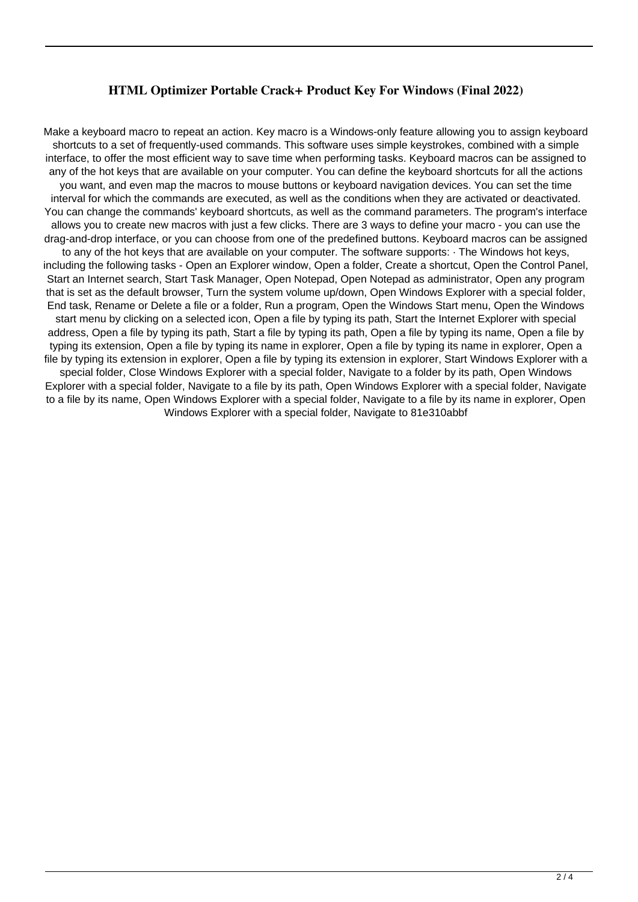## HTML Optimizer Portable Crack+ Product Key For Windows (Final 2022)

Make a keyboard macro to repeat an action. Key macro is a Windows-only feature allowing you to assign keyboard shortcuts to a set of frequently-used commands. This software uses simple keystrokes, combined with a simple interface, to offer the most efficient way to save time when performing tasks. Keyboard macros can be assigned to any of the hot keys that are available on your computer. You can define the keyboard shortcuts for all the actions you want, and even map the macros to mouse buttons or keyboard navigation devices. You can set the time interval for which the commands are executed, as well as the conditions when they are activated or deactivated. You can change the commands' keyboard shortcuts, as well as the command parameters. The program's interface allows you to create new macros with just a few clicks. There are 3 ways to define your macro - you can use the drag-and-drop interface, or you can choose from one of the predefined buttons. Keyboard macros can be assigned to any of the hot keys that are available on your computer. The software supports: · The Windows hot keys, including the following tasks - Open an Explorer window, Open a folder, Create a shortcut, Open the Control Panel, Start an Internet search, Start Task Manager, Open Notepad, Open Notepad as administrator, Open any program that is set as the default browser, Turn the system volume up/down, Open Windows Explorer with a special folder, End task, Rename or Delete a file or a folder, Run a program, Open the Windows Start menu, Open the Windows start menu by clicking on a selected icon, Open a file by typing its path, Start the Internet Explorer with special address, Open a file by typing its path, Start a file by typing its path, Open a file by typing its name, Open a file by typing its extension, Open a file by typing its name in explorer, Open a file by typing its name in explorer, Open a file by typing its extension in explorer, Open a file by typing its extension in explorer, Start Windows Explorer with a special folder, Close Windows Explorer with a special folder, Navigate to a folder by its path, Open Windows Explorer with a special folder, Navigate to a file by its path, Open Windows Explorer with a special folder, Navigate to a file by its name, Open Windows Explorer with a special folder, Navigate to a file by its name in explorer, Open Windows Explorer with a special folder, Navigate to 81e310abbf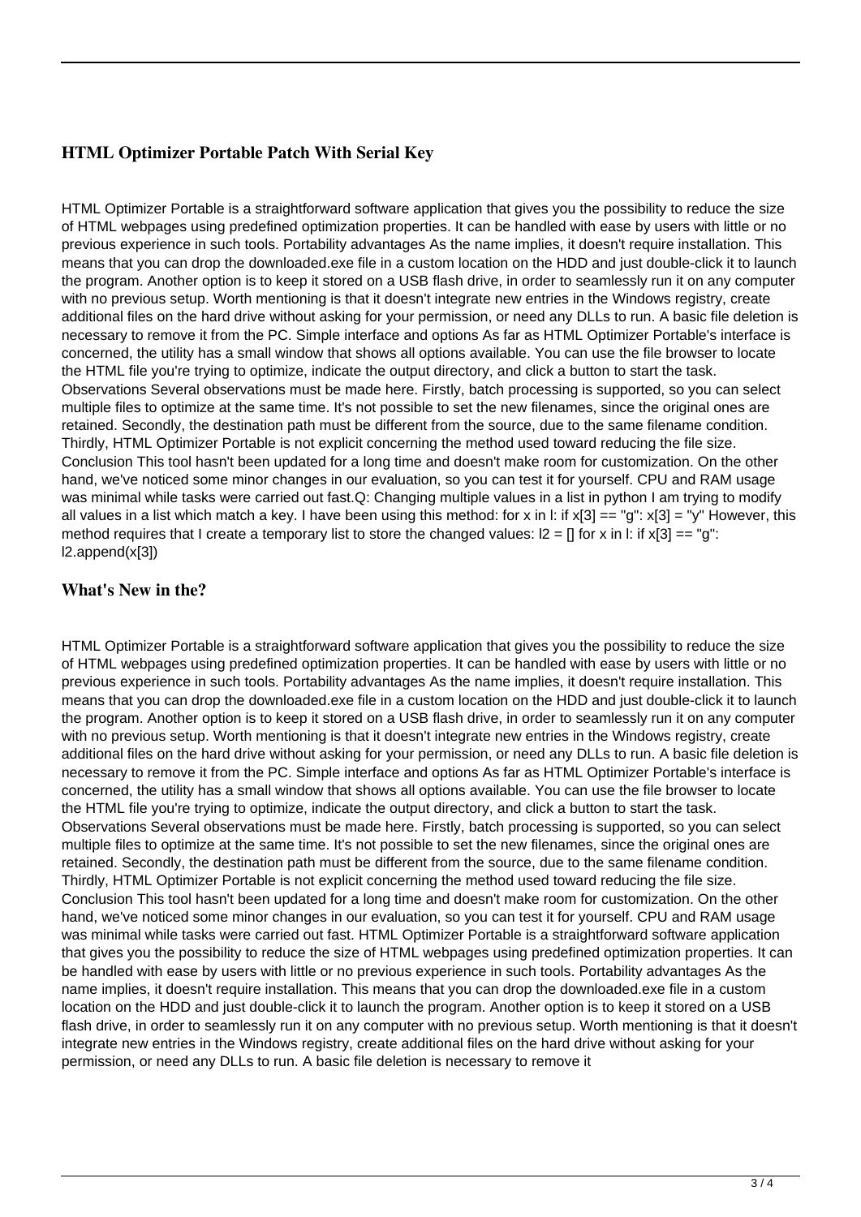### HTML Optimizer Portable Patch With Serial Key

HTML Optimizer Portable is a straightforward software application that gives you the possibility to reduce the size of HTML webpages using predefined optimization properties. It can be handled with ease by users with little or no previous experience in such tools. Portability advantages As the name implies, it doesn't require installation. This means that you can drop the downloaded.exe file in a custom location on the HDD and just double-click it to launch the program. Another option is to keep it stored on a USB flash drive, in order to seamlessly run it on any computer with no previous setup. Worth mentioning is that it doesn't integrate new entries in the Windows registry, create additional files on the hard drive without asking for your permission, or need any DLLs to run. A basic file deletion is necessary to remove it from the PC. Simple interface and options As far as HTML Optimizer Portable's interface is concerned, the utility has a small window that shows all options available. You can use the file browser to locate the HTML file you're trying to optimize, indicate the output directory, and click a button to start the task. Observations Several observations must be made here. Firstly, batch processing is supported, so you can select multiple files to optimize at the same time. It's not possible to set the new filenames, since the original ones are retained. Secondly, the destination path must be different from the source, due to the same filename condition. Thirdly, HTML Optimizer Portable is not explicit concerning the method used toward reducing the file size. Conclusion This tool hasn't been updated for a long time and doesn't make room for customization. On the other hand, we've noticed some minor changes in our evaluation, so you can test it for yourself. CPU and RAM usage was minimal while tasks were carried out fast.Q: Changing multiple values in a list in python I am trying to modify all values in a list which match a key. I have been using this method: for x in l: if x[3] == "g": x[3] = "y" However, this method requires that I create a temporary list to store the changed values: l2 = [] for x in l: if x[3] == "g": l2.append(x[3])

### What's New in the?

HTML Optimizer Portable is a straightforward software application that gives you the possibility to reduce the size of HTML webpages using predefined optimization properties. It can be handled with ease by users with little or no previous experience in such tools. Portability advantages As the name implies, it doesn't require installation. This means that you can drop the downloaded.exe file in a custom location on the HDD and just double-click it to launch the program. Another option is to keep it stored on a USB flash drive, in order to seamlessly run it on any computer with no previous setup. Worth mentioning is that it doesn't integrate new entries in the Windows registry, create additional files on the hard drive without asking for your permission, or need any DLLs to run. A basic file deletion is necessary to remove it from the PC. Simple interface and options As far as HTML Optimizer Portable's interface is concerned, the utility has a small window that shows all options available. You can use the file browser to locate the HTML file you're trying to optimize, indicate the output directory, and click a button to start the task. Observations Several observations must be made here. Firstly, batch processing is supported, so you can select multiple files to optimize at the same time. It's not possible to set the new filenames, since the original ones are retained. Secondly, the destination path must be different from the source, due to the same filename condition. Thirdly, HTML Optimizer Portable is not explicit concerning the method used toward reducing the file size. Conclusion This tool hasn't been updated for a long time and doesn't make room for customization. On the other hand, we've noticed some minor changes in our evaluation, so you can test it for yourself. CPU and RAM usage was minimal while tasks were carried out fast. HTML Optimizer Portable is a straightforward software application that gives you the possibility to reduce the size of HTML webpages using predefined optimization properties. It can be handled with ease by users with little or no previous experience in such tools. Portability advantages As the name implies, it doesn't require installation. This means that you can drop the downloaded.exe file in a custom location on the HDD and just double-click it to launch the program. Another option is to keep it stored on a USB flash drive, in order to seamlessly run it on any computer with no previous setup. Worth mentioning is that it doesn't integrate new entries in the Windows registry, create additional files on the hard drive without asking for your permission, or need any DLLs to run. A basic file deletion is necessary to remove it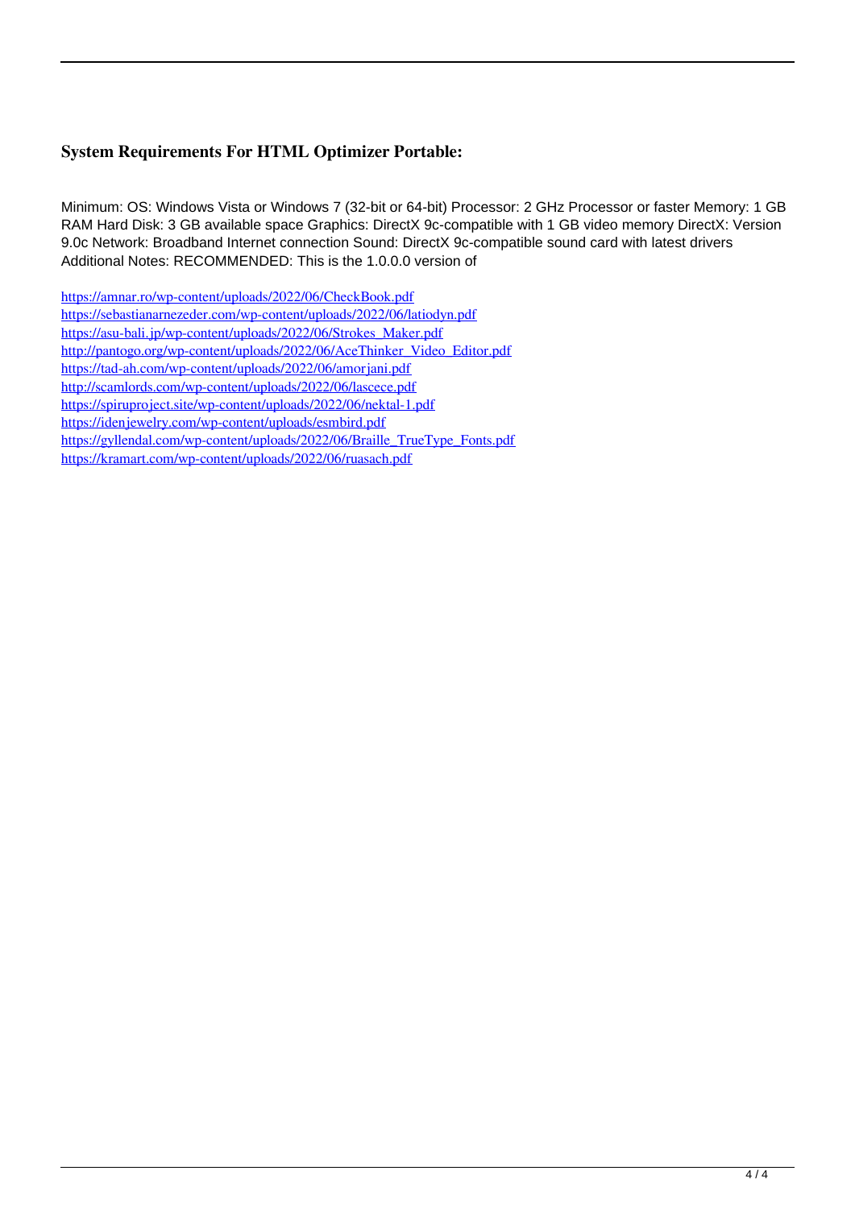### System Requirements For HTML Optimizer Portable:

Minimum: OS: Windows Vista or Windows 7 (32-bit or 64-bit) Processor: 2 GHz Processor or faster Memory: 1 GB RAM Hard Disk: 3 GB available space Graphics: DirectX 9c-compatible with 1 GB video memory DirectX: Version 9.0c Network: Broadband Internet connection Sound: DirectX 9c-compatible sound card with latest drivers Additional Notes: RECOMMENDED: This is the 1.0.0.0 version of

https://amnar.ro/wp-content/uploads/2022/06/CheckBook.pdf
https://sebastianarnezeder.com/wp-content/uploads/2022/06/latiodyn.pdf
https://asu-bali.jp/wp-content/uploads/2022/06/Strokes_Maker.pdf
http://pantogo.org/wp-content/uploads/2022/06/AceThinker_Video_Editor.pdf
https://tad-ah.com/wp-content/uploads/2022/06/amorjani.pdf
http://scamlords.com/wp-content/uploads/2022/06/lascece.pdf
https://spiruproject.site/wp-content/uploads/2022/06/nektal-1.pdf
https://idenjewelry.com/wp-content/uploads/esmbird.pdf
https://gyllendal.com/wp-content/uploads/2022/06/Braille_TrueType_Fonts.pdf
https://kramart.com/wp-content/uploads/2022/06/ruasach.pdf